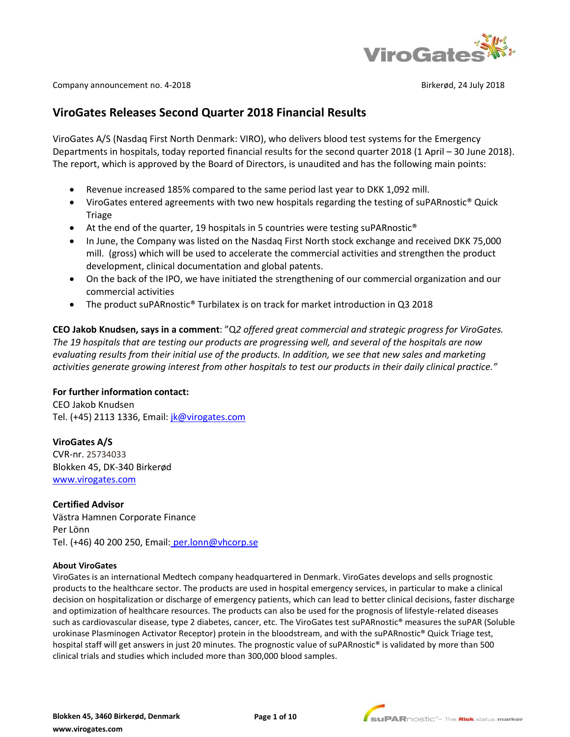Company announcement no. 4-2018 Birkerød, 24 July 2018

# ViroGates Releases Second Quarter 2018 Financial Results

ViroGates A/S (Nasdaq First North Denmark: VIRO), who delivers blood test systems for the Emergency Departments in hospitals, today reported financial results for the second quarter 2018 (1 April – 30 June 2018). The report, which is approved by the Board of Directors, is unaudited and has the following main points:

- Revenue increased 185% compared to the same period last year to DKK 1,092 mill.
- ViroGates entered agreements with two new hospitals regarding the testing of suPARnostic® Quick Triage
- At the end of the quarter, 19 hospitals in 5 countries were testing suPARnostic®
- In June, the Company was listed on the Nasdaq First North stock exchange and received DKK 75,000 mill. (gross) which will be used to accelerate the commercial activities and strengthen the product development, clinical documentation and global patents.
- On the back of the IPO, we have initiated the strengthening of our commercial organization and our commercial activities
- The product suPARnostic® Turbilatex is on track for market introduction in Q3 2018

**CEO Jakob Knudsen, says in a comment**: "Q*2 offered great commercial and strategic progress for ViroGates. The 19 hospitals that are testing our products are progressing well, and several of the hospitals are now evaluating results from their initial use of the products. In addition, we see that new sales and marketing activities generate growing interest from other hospitals to test our products in their daily clinical practice."*

**For further information contact:**
CEO Jakob Knudsen
Tel. (+45) 2113 1336, Email: jk@virogates.com

**ViroGates A/S**
CVR-nr. 25734033
Blokken 45, DK-340 Birkerød
www.virogates.com

**Certified Advisor**
Västra Hamnen Corporate Finance
Per Lönn
Tel. (+46) 40 200 250, Email: per.lonn@vhcorp.se

**About ViroGates**
ViroGates is an international Medtech company headquartered in Denmark. ViroGates develops and sells prognostic products to the healthcare sector. The products are used in hospital emergency services, in particular to make a clinical decision on hospitalization or discharge of emergency patients, which can lead to better clinical decisions, faster discharge and optimization of healthcare resources. The products can also be used for the prognosis of lifestyle-related diseases such as cardiovascular disease, type 2 diabetes, cancer, etc. The ViroGates test suPARnostic® measures the suPAR (Soluble urokinase Plasminogen Activator Receptor) protein in the bloodstream, and with the suPARnostic® Quick Triage test, hospital staff will get answers in just 20 minutes. The prognostic value of suPARnostic® is validated by more than 500 clinical trials and studies which included more than 300,000 blood samples.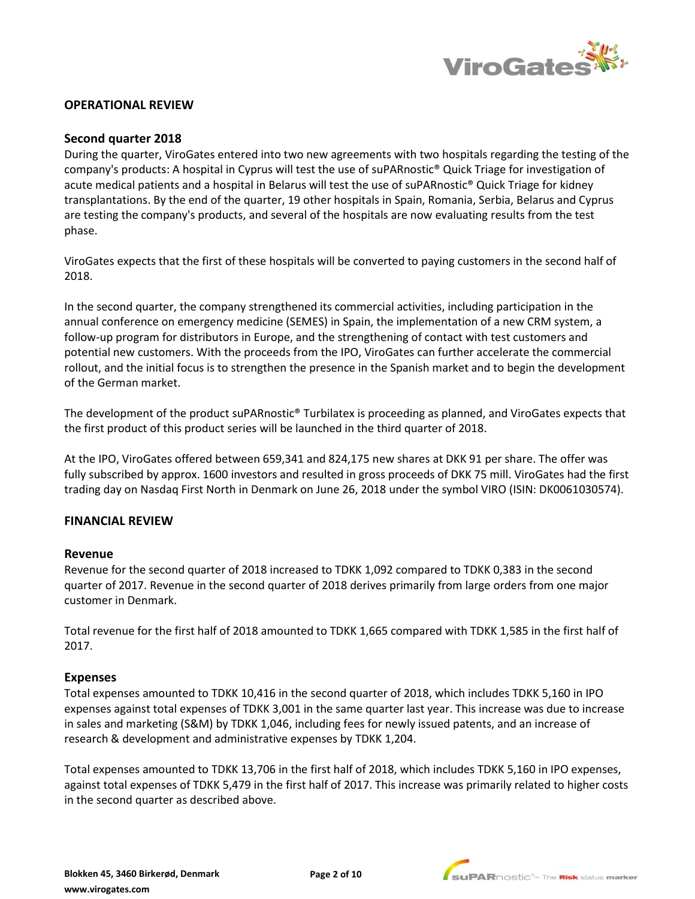## OPERATIONAL REVIEW

### Second quarter 2018

During the quarter, ViroGates entered into two new agreements with two hospitals regarding the testing of the company's products: A hospital in Cyprus will test the use of suPARnostic® Quick Triage for investigation of acute medical patients and a hospital in Belarus will test the use of suPARnostic® Quick Triage for kidney transplantations. By the end of the quarter, 19 other hospitals in Spain, Romania, Serbia, Belarus and Cyprus are testing the company's products, and several of the hospitals are now evaluating results from the test phase.

ViroGates expects that the first of these hospitals will be converted to paying customers in the second half of 2018.

In the second quarter, the company strengthened its commercial activities, including participation in the annual conference on emergency medicine (SEMES) in Spain, the implementation of a new CRM system, a follow-up program for distributors in Europe, and the strengthening of contact with test customers and potential new customers. With the proceeds from the IPO, ViroGates can further accelerate the commercial rollout, and the initial focus is to strengthen the presence in the Spanish market and to begin the development of the German market.

The development of the product suPARnostic® Turbilatex is proceeding as planned, and ViroGates expects that the first product of this product series will be launched in the third quarter of 2018.

At the IPO, ViroGates offered between 659,341 and 824,175 new shares at DKK 91 per share. The offer was fully subscribed by approx. 1600 investors and resulted in gross proceeds of DKK 75 mill. ViroGates had the first trading day on Nasdaq First North in Denmark on June 26, 2018 under the symbol VIRO (ISIN: DK0061030574).

## FINANCIAL REVIEW

### Revenue

Revenue for the second quarter of 2018 increased to TDKK 1,092 compared to TDKK 0,383 in the second quarter of 2017. Revenue in the second quarter of 2018 derives primarily from large orders from one major customer in Denmark.

Total revenue for the first half of 2018 amounted to TDKK 1,665 compared with TDKK 1,585 in the first half of 2017.

### Expenses

Total expenses amounted to TDKK 10,416 in the second quarter of 2018, which includes TDKK 5,160 in IPO expenses against total expenses of TDKK 3,001 in the same quarter last year. This increase was due to increase in sales and marketing (S&M) by TDKK 1,046, including fees for newly issued patents, and an increase of research & development and administrative expenses by TDKK 1,204.

Total expenses amounted to TDKK 13,706 in the first half of 2018, which includes TDKK 5,160 in IPO expenses, against total expenses of TDKK 5,479 in the first half of 2017. This increase was primarily related to higher costs in the second quarter as described above.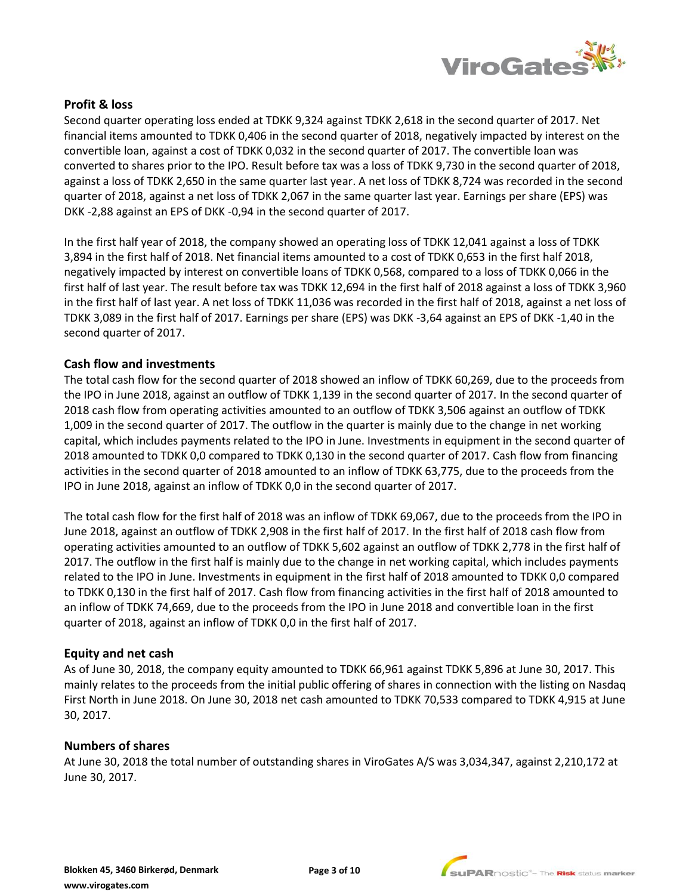## Profit & loss

Second quarter operating loss ended at TDKK 9,324 against TDKK 2,618 in the second quarter of 2017. Net financial items amounted to TDKK 0,406 in the second quarter of 2018, negatively impacted by interest on the convertible loan, against a cost of TDKK 0,032 in the second quarter of 2017. The convertible loan was converted to shares prior to the IPO. Result before tax was a loss of TDKK 9,730 in the second quarter of 2018, against a loss of TDKK 2,650 in the same quarter last year. A net loss of TDKK 8,724 was recorded in the second quarter of 2018, against a net loss of TDKK 2,067 in the same quarter last year. Earnings per share (EPS) was DKK -2,88 against an EPS of DKK -0,94 in the second quarter of 2017.

In the first half year of 2018, the company showed an operating loss of TDKK 12,041 against a loss of TDKK 3,894 in the first half of 2018. Net financial items amounted to a cost of TDKK 0,653 in the first half 2018, negatively impacted by interest on convertible loans of TDKK 0,568, compared to a loss of TDKK 0,066 in the first half of last year. The result before tax was TDKK 12,694 in the first half of 2018 against a loss of TDKK 3,960 in the first half of last year. A net loss of TDKK 11,036 was recorded in the first half of 2018, against a net loss of TDKK 3,089 in the first half of 2017. Earnings per share (EPS) was DKK -3,64 against an EPS of DKK -1,40 in the second quarter of 2017.

## Cash flow and investments

The total cash flow for the second quarter of 2018 showed an inflow of TDKK 60,269, due to the proceeds from the IPO in June 2018, against an outflow of TDKK 1,139 in the second quarter of 2017. In the second quarter of 2018 cash flow from operating activities amounted to an outflow of TDKK 3,506 against an outflow of TDKK 1,009 in the second quarter of 2017. The outflow in the quarter is mainly due to the change in net working capital, which includes payments related to the IPO in June. Investments in equipment in the second quarter of 2018 amounted to TDKK 0,0 compared to TDKK 0,130 in the second quarter of 2017. Cash flow from financing activities in the second quarter of 2018 amounted to an inflow of TDKK 63,775, due to the proceeds from the IPO in June 2018, against an inflow of TDKK 0,0 in the second quarter of 2017.

The total cash flow for the first half of 2018 was an inflow of TDKK 69,067, due to the proceeds from the IPO in June 2018, against an outflow of TDKK 2,908 in the first half of 2017. In the first half of 2018 cash flow from operating activities amounted to an outflow of TDKK 5,602 against an outflow of TDKK 2,778 in the first half of 2017. The outflow in the first half is mainly due to the change in net working capital, which includes payments related to the IPO in June. Investments in equipment in the first half of 2018 amounted to TDKK 0,0 compared to TDKK 0,130 in the first half of 2017. Cash flow from financing activities in the first half of 2018 amounted to an inflow of TDKK 74,669, due to the proceeds from the IPO in June 2018 and convertible loan in the first quarter of 2018, against an inflow of TDKK 0,0 in the first half of 2017.

## Equity and net cash

As of June 30, 2018, the company equity amounted to TDKK 66,961 against TDKK 5,896 at June 30, 2017. This mainly relates to the proceeds from the initial public offering of shares in connection with the listing on Nasdaq First North in June 2018. On June 30, 2018 net cash amounted to TDKK 70,533 compared to TDKK 4,915 at June 30, 2017.

## Numbers of shares

At June 30, 2018 the total number of outstanding shares in ViroGates A/S was 3,034,347, against 2,210,172 at June 30, 2017.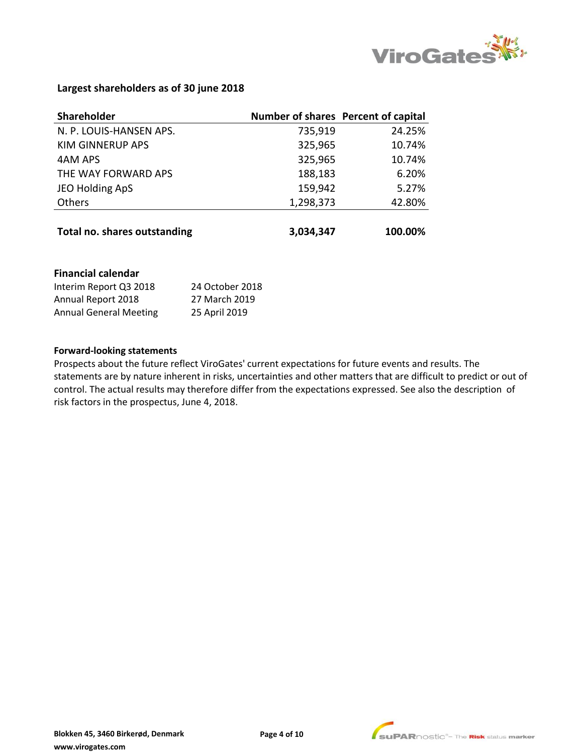### Largest shareholders as of 30 june 2018

| Shareholder | Number of shares | Percent of capital |
|---|---|---|
| N. P. LOUIS-HANSEN APS. | 735,919 | 24.25% |
| KIM GINNERUP APS | 325,965 | 10.74% |
| 4AM APS | 325,965 | 10.74% |
| THE WAY FORWARD APS | 188,183 | 6.20% |
| JEO Holding ApS | 159,942 | 5.27% |
| Others | 1,298,373 | 42.80% |
| **Total no. shares outstanding** | **3,034,347** | **100.00%** |

### Financial calendar

| | |
|---|---|
| Interim Report Q3 2018 | 24 October 2018 |
| Annual Report 2018 | 27 March 2019 |
| Annual General Meeting | 25 April 2019 |

#### Forward-looking statements

Prospects about the future reflect ViroGates' current expectations for future events and results. The statements are by nature inherent in risks, uncertainties and other matters that are difficult to predict or out of control. The actual results may therefore differ from the expectations expressed. See also the description of risk factors in the prospectus, June 4, 2018.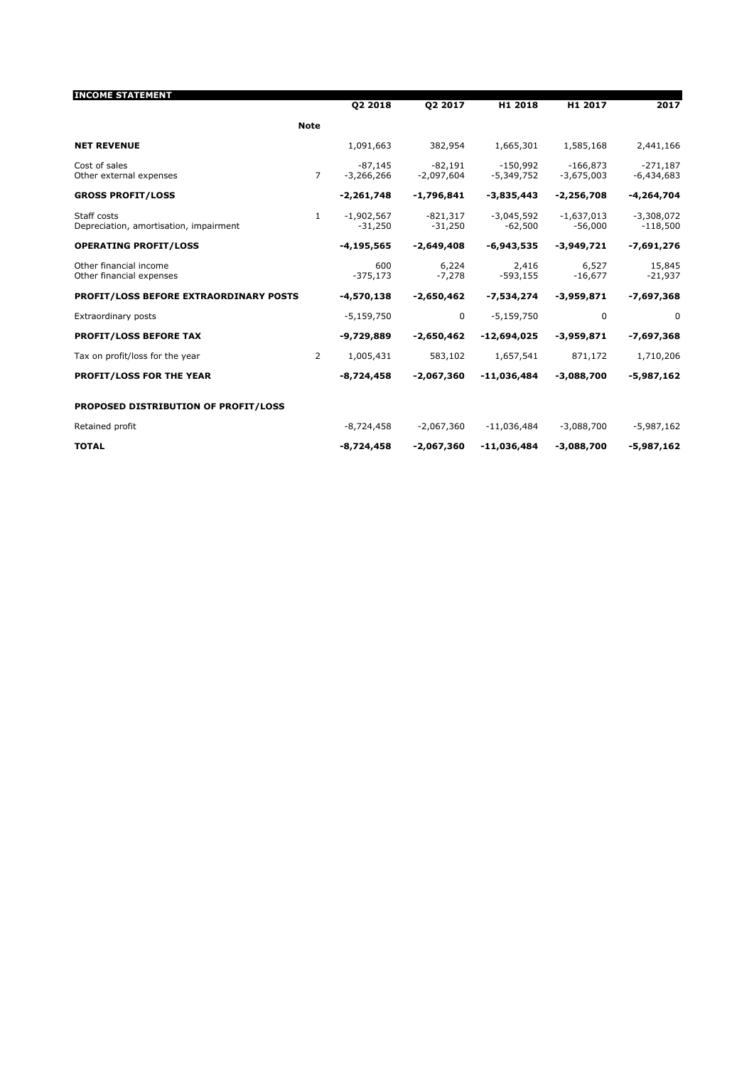## INCOME STATEMENT

| | Note | Q2 2018 | Q2 2017 | H1 2018 | H1 2017 | 2017 |
|---|---|---|---|---|---|---|
| **NET REVENUE** | | 1,091,663 | 382,954 | 1,665,301 | 1,585,168 | 2,441,166 |
| Cost of sales | | -87,145 | -82,191 | -150,992 | -166,873 | -271,187 |
| Other external expenses | 7 | -3,266,266 | -2,097,604 | -5,349,752 | -3,675,003 | -6,434,683 |
| **GROSS PROFIT/LOSS** | | **-2,261,748** | **-1,796,841** | **-3,835,443** | **-2,256,708** | **-4,264,704** |
| Staff costs | 1 | -1,902,567 | -821,317 | -3,045,592 | -1,637,013 | -3,308,072 |
| Depreciation, amortisation, impairment | | -31,250 | -31,250 | -62,500 | -56,000 | -118,500 |
| **OPERATING PROFIT/LOSS** | | **-4,195,565** | **-2,649,408** | **-6,943,535** | **-3,949,721** | **-7,691,276** |
| Other financial income | | 600 | 6,224 | 2,416 | 6,527 | 15,845 |
| Other financial expenses | | -375,173 | -7,278 | -593,155 | -16,677 | -21,937 |
| **PROFIT/LOSS BEFORE EXTRAORDINARY POSTS** | | **-4,570,138** | **-2,650,462** | **-7,534,274** | **-3,959,871** | **-7,697,368** |
| Extraordinary posts | | -5,159,750 | 0 | -5,159,750 | 0 | 0 |
| **PROFIT/LOSS BEFORE TAX** | | **-9,729,889** | **-2,650,462** | **-12,694,025** | **-3,959,871** | **-7,697,368** |
| Tax on profit/loss for the year | 2 | 1,005,431 | 583,102 | 1,657,541 | 871,172 | 1,710,206 |
| **PROFIT/LOSS FOR THE YEAR** | | **-8,724,458** | **-2,067,360** | **-11,036,484** | **-3,088,700** | **-5,987,162** |
| **PROPOSED DISTRIBUTION OF PROFIT/LOSS** | | | | | | |
| Retained profit | | -8,724,458 | -2,067,360 | -11,036,484 | -3,088,700 | -5,987,162 |
| **TOTAL** | | **-8,724,458** | **-2,067,360** | **-11,036,484** | **-3,088,700** | **-5,987,162** |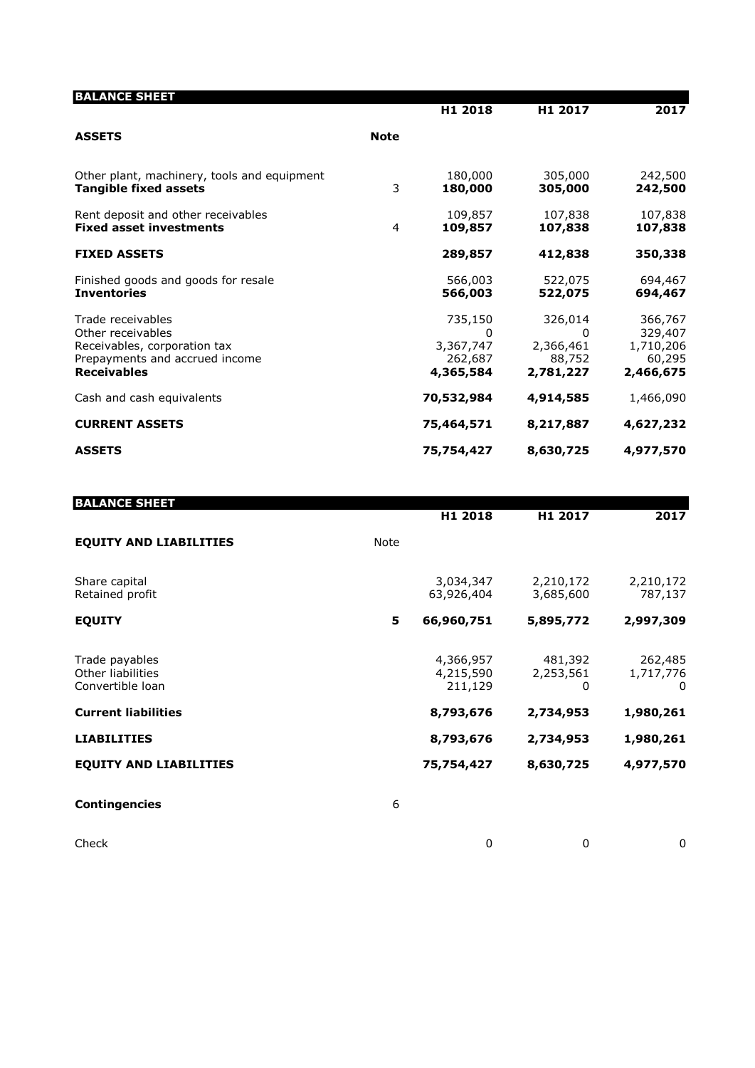## BALANCE SHEET

| | Note | H1 2018 | H1 2017 | 2017 |
|---|---|---|---|---|
| **ASSETS** | **Note** | | | |
| Other plant, machinery, tools and equipment | | 180,000 | 305,000 | 242,500 |
| **Tangible fixed assets** | 3 | **180,000** | **305,000** | **242,500** |
| Rent deposit and other receivables | | 109,857 | 107,838 | 107,838 |
| **Fixed asset investments** | 4 | **109,857** | **107,838** | **107,838** |
| **FIXED ASSETS** | | **289,857** | **412,838** | **350,338** |
| Finished goods and goods for resale | | 566,003 | 522,075 | 694,467 |
| **Inventories** | | **566,003** | **522,075** | **694,467** |
| Trade receivables | | 735,150 | 326,014 | 366,767 |
| Other receivables | | 0 | 0 | 329,407 |
| Receivables, corporation tax | | 3,367,747 | 2,366,461 | 1,710,206 |
| Prepayments and accrued income | | 262,687 | 88,752 | 60,295 |
| **Receivables** | | **4,365,584** | **2,781,227** | **2,466,675** |
| Cash and cash equivalents | | **70,532,984** | **4,914,585** | 1,466,090 |
| **CURRENT ASSETS** | | **75,464,571** | **8,217,887** | **4,627,232** |
| **ASSETS** | | **75,754,427** | **8,630,725** | **4,977,570** |

## BALANCE SHEET

| | Note | H1 2018 | H1 2017 | 2017 |
|---|---|---|---|---|
| **EQUITY AND LIABILITIES** | Note | | | |
| Share capital | | 3,034,347 | 2,210,172 | 2,210,172 |
| Retained profit | | 63,926,404 | 3,685,600 | 787,137 |
| **EQUITY** | **5** | **66,960,751** | **5,895,772** | **2,997,309** |
| Trade payables | | 4,366,957 | 481,392 | 262,485 |
| Other liabilities | | 4,215,590 | 2,253,561 | 1,717,776 |
| Convertible loan | | 211,129 | 0 | 0 |
| **Current liabilities** | | **8,793,676** | **2,734,953** | **1,980,261** |
| **LIABILITIES** | | **8,793,676** | **2,734,953** | **1,980,261** |
| **EQUITY AND LIABILITIES** | | **75,754,427** | **8,630,725** | **4,977,570** |
| **Contingencies** | 6 | | | |
| Check | | 0 | 0 | 0 |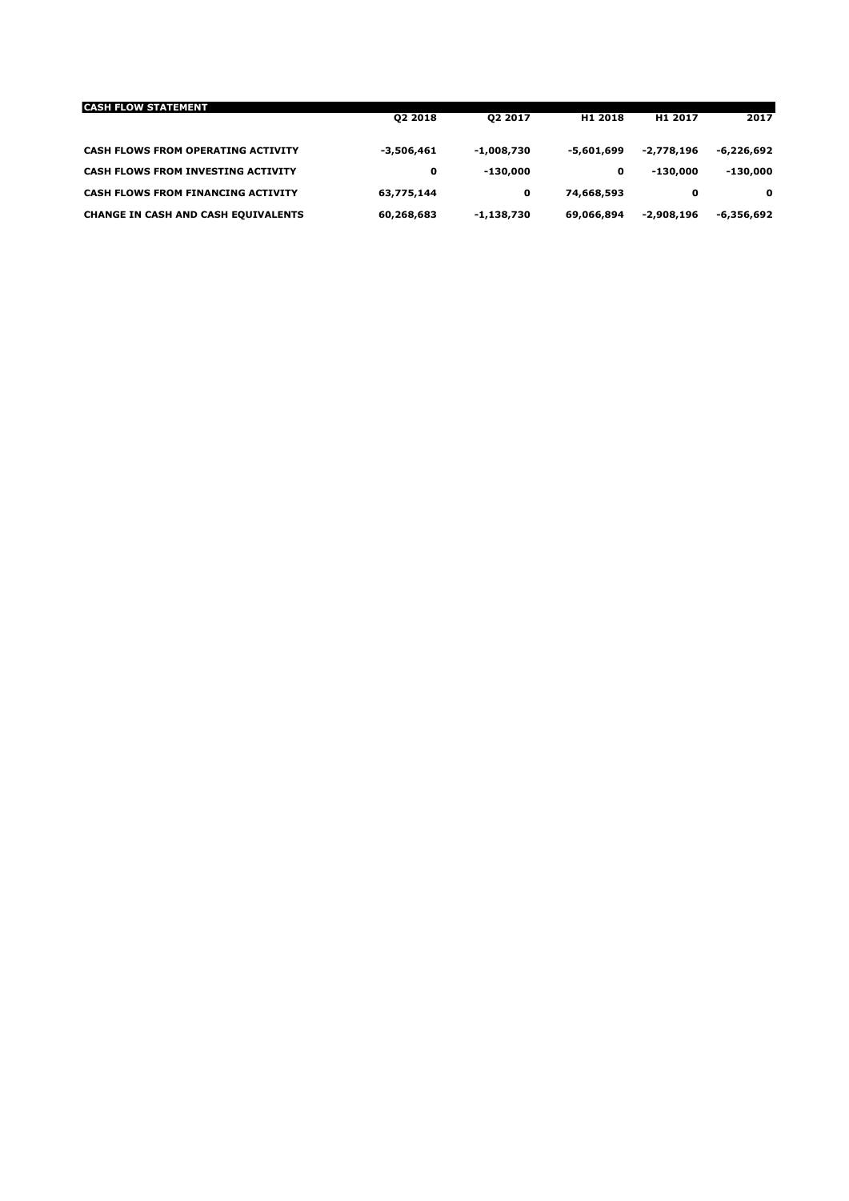| CASH FLOW STATEMENT | Q2 2018 | Q2 2017 | H1 2018 | H1 2017 | 2017 |
|---|---|---|---|---|---|
| **CASH FLOWS FROM OPERATING ACTIVITY** | **-3,506,461** | **-1,008,730** | **-5,601,699** | **-2,778,196** | **-6,226,692** |
| **CASH FLOWS FROM INVESTING ACTIVITY** | **0** | **-130,000** | **0** | **-130,000** | **-130,000** |
| **CASH FLOWS FROM FINANCING ACTIVITY** | **63,775,144** | **0** | **74,668,593** | **0** | **0** |
| **CHANGE IN CASH AND CASH EQUIVALENTS** | **60,268,683** | **-1,138,730** | **69,066,894** | **-2,908,196** | **-6,356,692** |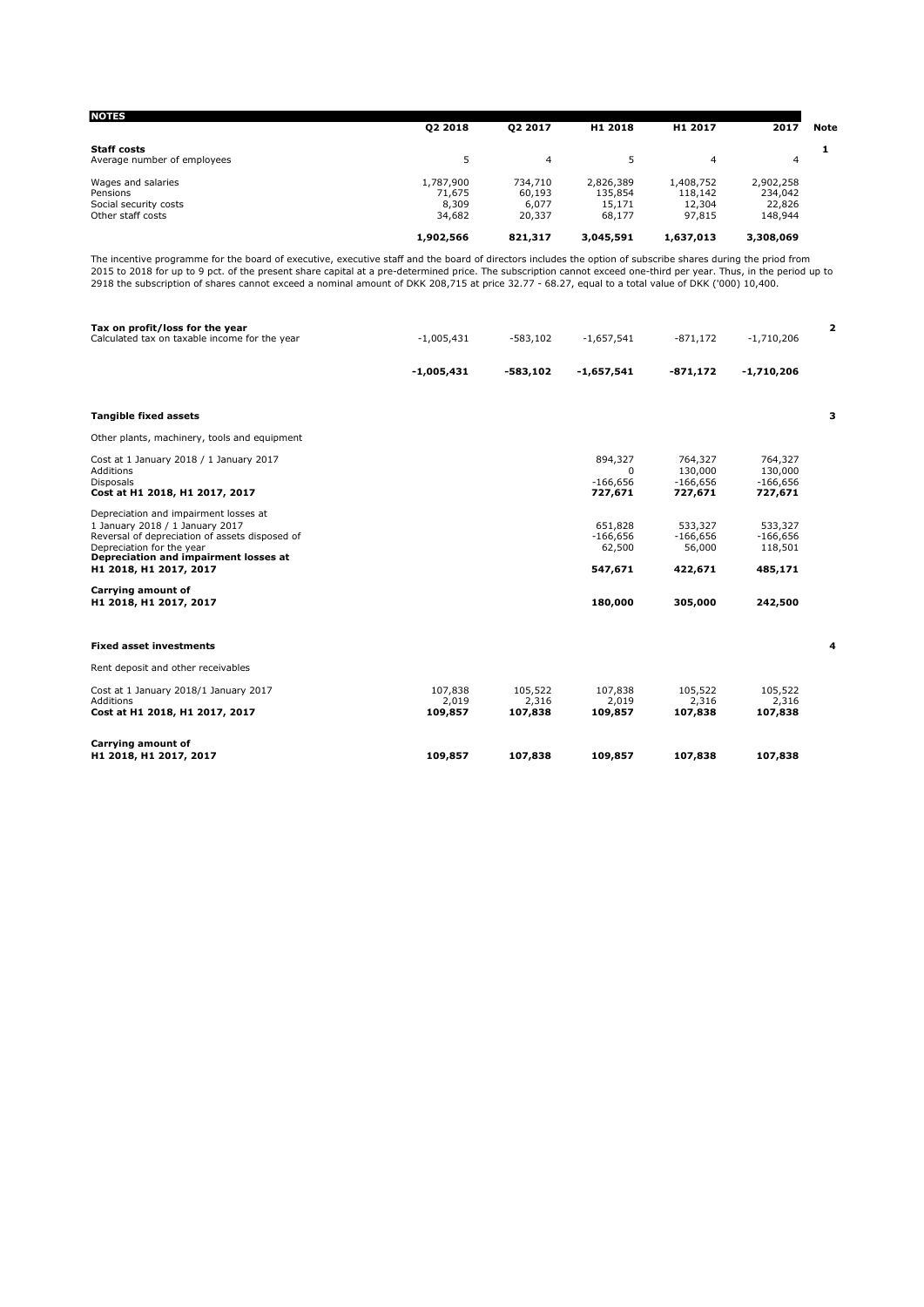## NOTES

| | Q2 2018 | Q2 2017 | H1 2018 | H1 2017 | 2017 | Note |
|---|---|---|---|---|---|---|
| **Staff costs** | | | | | | 1 |
| Average number of employees | 5 | 4 | 5 | 4 | 4 | |
| Wages and salaries | 1,787,900 | 734,710 | 2,826,389 | 1,408,752 | 2,902,258 | |
| Pensions | 71,675 | 60,193 | 135,854 | 118,142 | 234,042 | |
| Social security costs | 8,309 | 6,077 | 15,171 | 12,304 | 22,826 | |
| Other staff costs | 34,682 | 20,337 | 68,177 | 97,815 | 148,944 | |
| | **1,902,566** | **821,317** | **3,045,591** | **1,637,013** | **3,308,069** | |

The incentive programme for the board of executive, executive staff and the board of directors includes the option of subscribe shares during the priod from 2015 to 2018 for up to 9 pct. of the present share capital at a pre-determined price. The subscription cannot exceed one-third per year. Thus, in the period up to 2918 the subscription of shares cannot exceed a nominal amount of DKK 208,715 at price 32.77 - 68.27, equal to a total value of DKK ('000) 10,400.

| | Q2 2018 | Q2 2017 | H1 2018 | H1 2017 | 2017 | Note |
|---|---|---|---|---|---|---|
| **Tax on profit/loss for the year** | | | | | | 2 |
| Calculated tax on taxable income for the year | -1,005,431 | -583,102 | -1,657,541 | -871,172 | -1,710,206 | |
| | **-1,005,431** | **-583,102** | **-1,657,541** | **-871,172** | **-1,710,206** | |

| | H1 2018 | H1 2017 | 2017 | Note |
|---|---|---|---|---|
| **Tangible fixed assets** | | | | 3 |
| Other plants, machinery, tools and equipment | | | | |
| Cost at 1 January 2018 / 1 January 2017 | 894,327 | 764,327 | 764,327 | |
| Additions | 0 | 130,000 | 130,000 | |
| Disposals | -166,656 | -166,656 | -166,656 | |
| **Cost at H1 2018, H1 2017, 2017** | **727,671** | **727,671** | **727,671** | |
| Depreciation and impairment losses at 1 January 2018 / 1 January 2017 | 651,828 | 533,327 | 533,327 | |
| Reversal of depreciation of assets disposed of | -166,656 | -166,656 | -166,656 | |
| Depreciation for the year | 62,500 | 56,000 | 118,501 | |
| **Depreciation and impairment losses at H1 2018, H1 2017, 2017** | **547,671** | **422,671** | **485,171** | |
| **Carrying amount of H1 2018, H1 2017, 2017** | **180,000** | **305,000** | **242,500** | |

| | Q2 2018 | Q2 2017 | H1 2018 | H1 2017 | 2017 | Note |
|---|---|---|---|---|---|---|
| **Fixed asset investments** | | | | | | 4 |
| Rent deposit and other receivables | | | | | | |
| Cost at 1 January 2018/1 January 2017 | 107,838 | 105,522 | 107,838 | 105,522 | 105,522 | |
| Additions | 2,019 | 2,316 | 2,019 | 2,316 | 2,316 | |
| **Cost at H1 2018, H1 2017, 2017** | **109,857** | **107,838** | **109,857** | **107,838** | **107,838** | |
| **Carrying amount of H1 2018, H1 2017, 2017** | **109,857** | **107,838** | **109,857** | **107,838** | **107,838** | |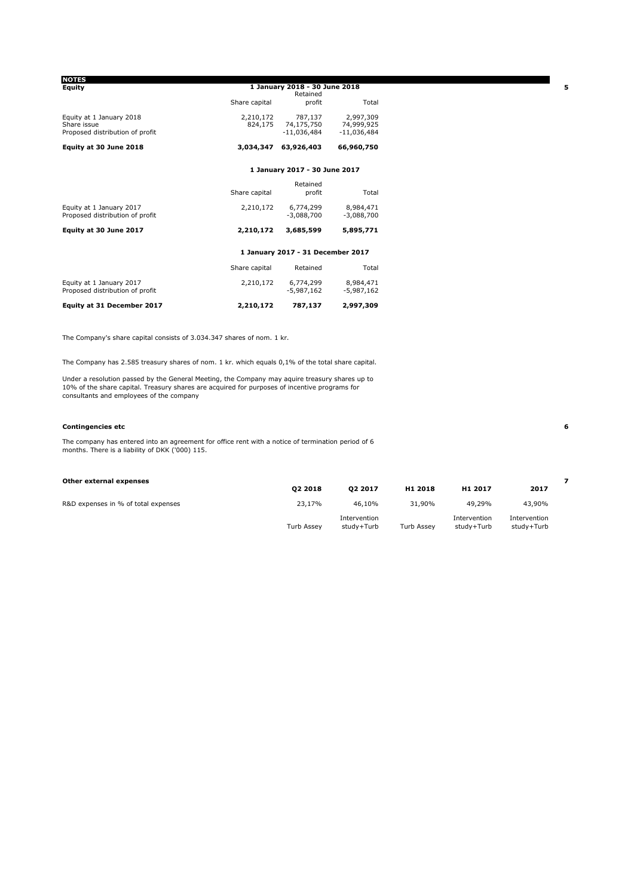## NOTES

### Equity

| | 1 January 2018 - 30 June 2018 | | |
|---|---|---|---|
| | Share capital | Retained profit | Total |
| Equity at 1 January 2018 | 2,210,172 | 787,137 | 2,997,309 |
| Share issue | 824,175 | 74,175,750 | 74,999,925 |
| Proposed distribution of profit | | -11,036,484 | -11,036,484 |
| **Equity at 30 June 2018** | **3,034,347** | **63,926,403** | **66,960,750** |

| | 1 January 2017 - 30 June 2017 | | |
|---|---|---|---|
| | Share capital | Retained profit | Total |
| Equity at 1 January 2017 | 2,210,172 | 6,774,299 | 8,984,471 |
| Proposed distribution of profit | | -3,088,700 | -3,088,700 |
| **Equity at 30 June 2017** | **2,210,172** | **3,685,599** | **5,895,771** |

| | 1 January 2017 - 31 December 2017 | | |
|---|---|---|---|
| | Share capital | Retained | Total |
| Equity at 1 January 2017 | 2,210,172 | 6,774,299 | 8,984,471 |
| Proposed distribution of profit | | -5,987,162 | -5,987,162 |
| **Equity at 31 December 2017** | **2,210,172** | **787,137** | **2,997,309** |

The Company's share capital consists of 3.034.347 shares of nom. 1 kr.

The Company has 2.585 treasury shares of nom. 1 kr. which equals 0,1% of the total share capital.

Under a resolution passed by the General Meeting, the Company may aquire treasury shares up to 10% of the share capital. Treasury shares are acquired for purposes of incentive programs for consultants and employees of the company

### Contingencies etc

The company has entered into an agreement for office rent with a notice of termination period of 6 months. There is a liability of DKK ('000) 115.

### Other external expenses

| | Q2 2018 | Q2 2017 | H1 2018 | H1 2017 | 2017 |
|---|---|---|---|---|---|
| R&D expenses in % of total expenses | 23,17% | 46,10% | 31,90% | 49,29% | 43,90% |
| | Turb Assey | Intervention study+Turb | Turb Assey | Intervention study+Turb | Intervention study+Turb |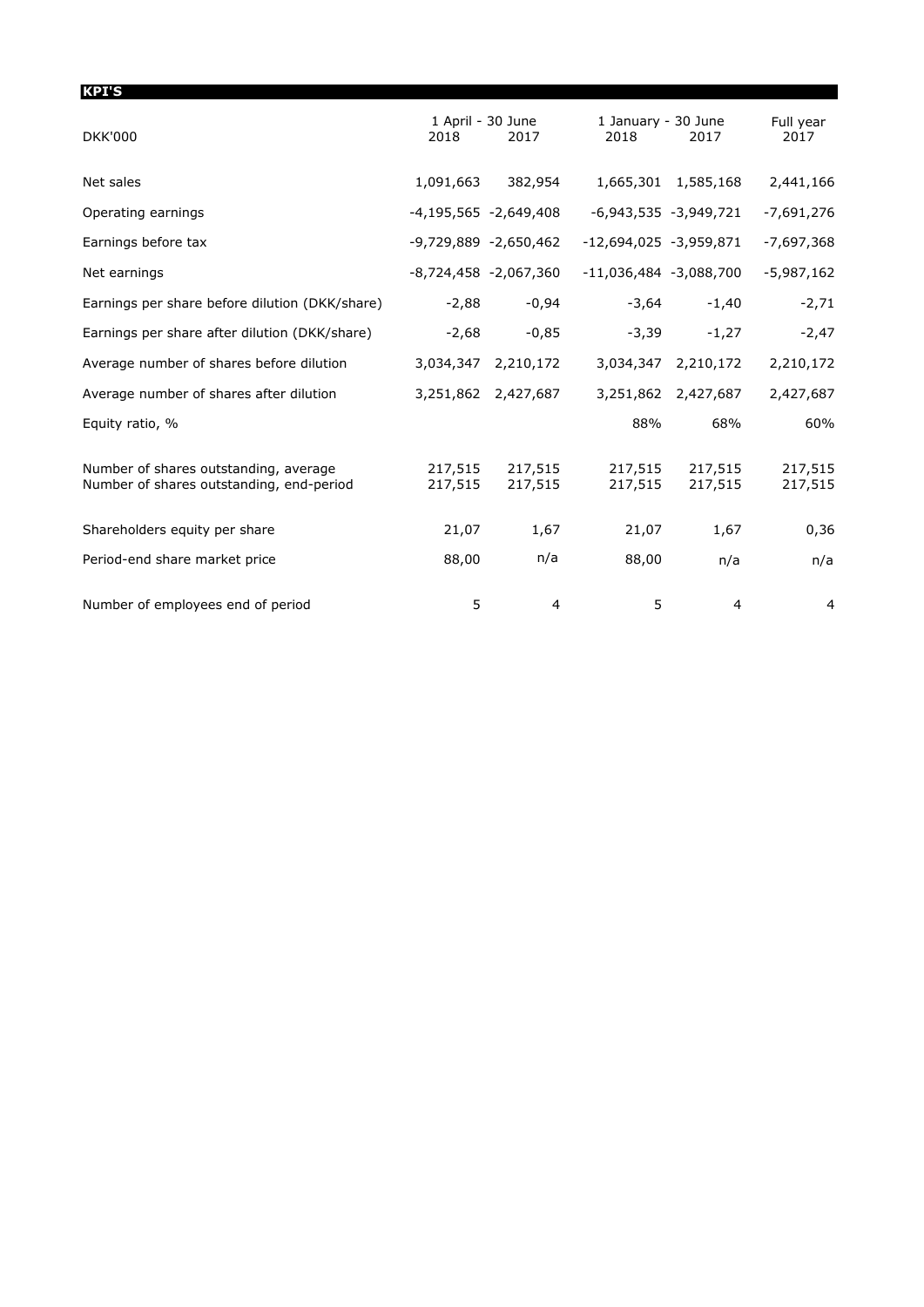**KPI'S**

| DKK'000 | 1 April - 30 June 2018 | 1 April - 30 June 2017 | 1 January - 30 June 2018 | 1 January - 30 June 2017 | Full year 2017 |
|---|---|---|---|---|---|
| Net sales | 1,091,663 | 382,954 | 1,665,301 | 1,585,168 | 2,441,166 |
| Operating earnings | -4,195,565 | -2,649,408 | -6,943,535 | -3,949,721 | -7,691,276 |
| Earnings before tax | -9,729,889 | -2,650,462 | -12,694,025 | -3,959,871 | -7,697,368 |
| Net earnings | -8,724,458 | -2,067,360 | -11,036,484 | -3,088,700 | -5,987,162 |
| Earnings per share before dilution (DKK/share) | -2,88 | -0,94 | -3,64 | -1,40 | -2,71 |
| Earnings per share after dilution (DKK/share) | -2,68 | -0,85 | -3,39 | -1,27 | -2,47 |
| Average number of shares before dilution | 3,034,347 | 2,210,172 | 3,034,347 | 2,210,172 | 2,210,172 |
| Average number of shares after dilution | 3,251,862 | 2,427,687 | 3,251,862 | 2,427,687 | 2,427,687 |
| Equity ratio, % | | | 88% | 68% | 60% |
| Number of shares outstanding, average | 217,515 | 217,515 | 217,515 | 217,515 | 217,515 |
| Number of shares outstanding, end-period | 217,515 | 217,515 | 217,515 | 217,515 | 217,515 |
| Shareholders equity per share | 21,07 | 1,67 | 21,07 | 1,67 | 0,36 |
| Period-end share market price | 88,00 | n/a | 88,00 | n/a | n/a |
| Number of employees end of period | 5 | 4 | 5 | 4 | 4 |